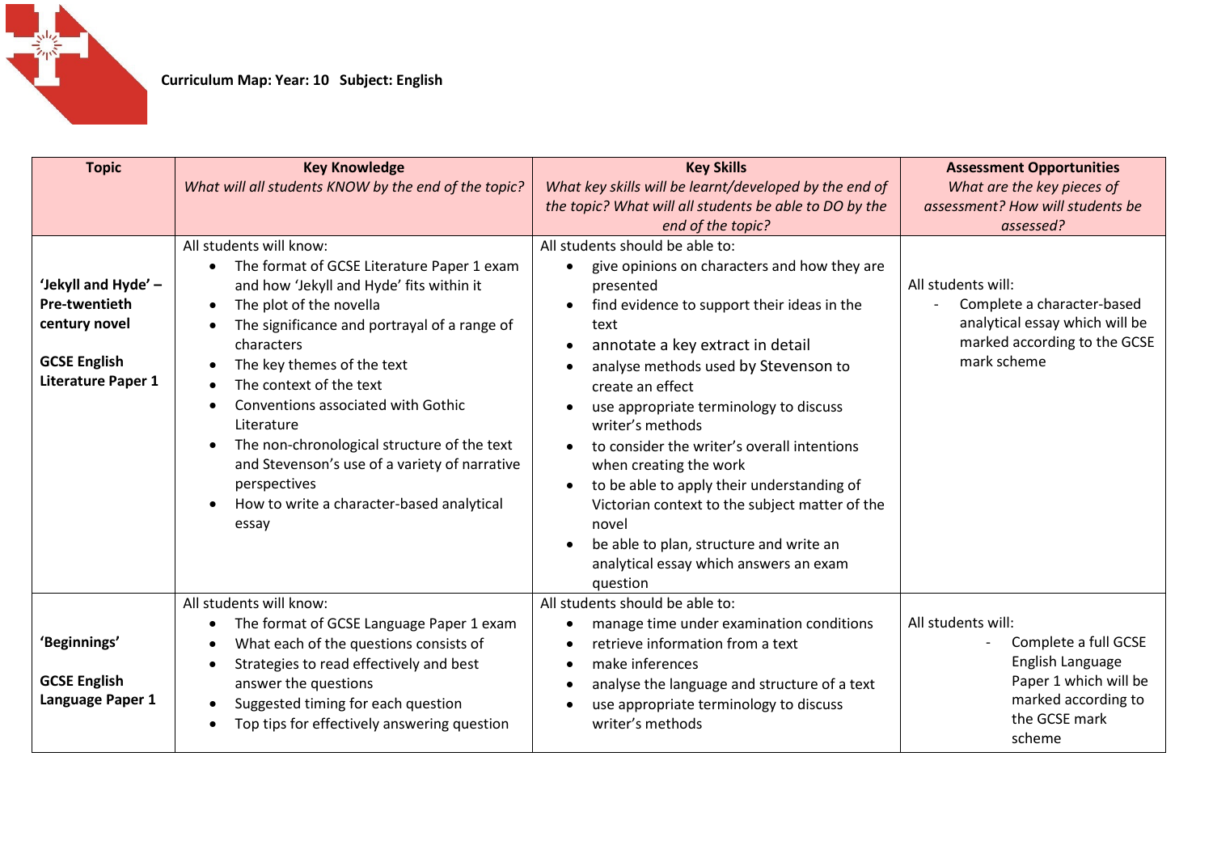**Curriculum Map: Year: 10 Subject: English**

| Topic | Key Knowledge<br>*What will all students KNOW by the end of the topic?* | Key Skills<br>*What key skills will be learnt/developed by the end of the topic? What will all students be able to DO by the end of the topic?* | Assessment Opportunities<br>*What are the key pieces of assessment? How will students be assessed?* |
|---|---|---|---|
| **'Jekyll and Hyde' – Pre-twentieth century novel**<br><br>**GCSE English Literature Paper 1** | All students will know:<br>• The format of GCSE Literature Paper 1 exam and how 'Jekyll and Hyde' fits within it<br>• The plot of the novella<br>• The significance and portrayal of a range of characters<br>• The key themes of the text<br>• The context of the text<br>• Conventions associated with Gothic Literature<br>• The non-chronological structure of the text and Stevenson's use of a variety of narrative perspectives<br>• How to write a character-based analytical essay | All students should be able to:<br>• give opinions on characters and how they are presented<br>• find evidence to support their ideas in the text<br>• annotate a key extract in detail<br>• analyse methods used by Stevenson to create an effect<br>• use appropriate terminology to discuss writer's methods<br>• to consider the writer's overall intentions when creating the work<br>• to be able to apply their understanding of Victorian context to the subject matter of the novel<br>• be able to plan, structure and write an analytical essay which answers an exam question | All students will:<br>- Complete a character-based analytical essay which will be marked according to the GCSE mark scheme |
| **'Beginnings'**<br><br>**GCSE English Language Paper 1** | All students will know:<br>• The format of GCSE Language Paper 1 exam<br>• What each of the questions consists of<br>• Strategies to read effectively and best answer the questions<br>• Suggested timing for each question<br>• Top tips for effectively answering question | All students should be able to:<br>• manage time under examination conditions<br>• retrieve information from a text<br>• make inferences<br>• analyse the language and structure of a text<br>• use appropriate terminology to discuss writer's methods | All students will:<br>- Complete a full GCSE English Language Paper 1 which will be marked according to the GCSE mark scheme |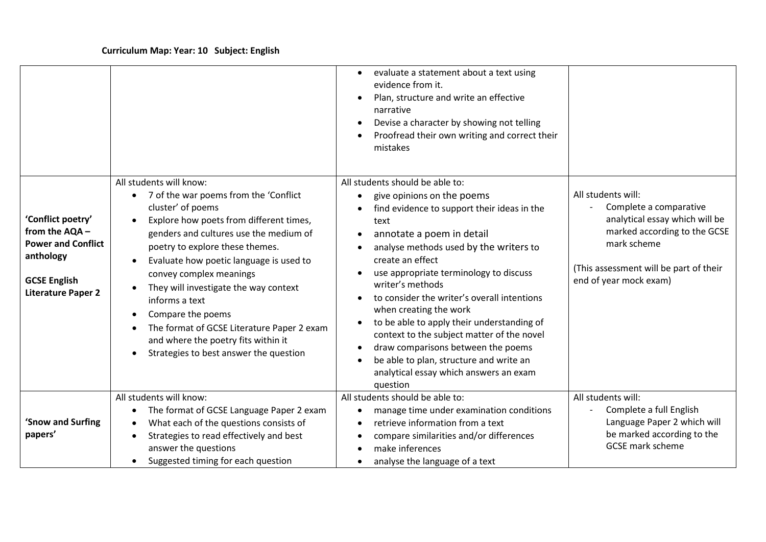**Curriculum Map: Year: 10 Subject: English**

| | | | |
|---|---|---|---|
| | | • evaluate a statement about a text using evidence from it.<br>• Plan, structure and write an effective narrative<br>• Devise a character by showing not telling<br>• Proofread their own writing and correct their mistakes | |
| **'Conflict poetry' from the AQA – Power and Conflict anthology**<br><br>**GCSE English Literature Paper 2** | All students will know:<br>• 7 of the war poems from the 'Conflict cluster' of poems<br>• Explore how poets from different times, genders and cultures use the medium of poetry to explore these themes.<br>• Evaluate how poetic language is used to convey complex meanings<br>• They will investigate the way context informs a text<br>• Compare the poems<br>• The format of GCSE Literature Paper 2 exam and where the poetry fits within it<br>• Strategies to best answer the question | All students should be able to:<br>• give opinions on the poems<br>• find evidence to support their ideas in the text<br>• annotate a poem in detail<br>• analyse methods used by the writers to create an effect<br>• use appropriate terminology to discuss writer's methods<br>• to consider the writer's overall intentions when creating the work<br>• to be able to apply their understanding of context to the subject matter of the novel<br>• draw comparisons between the poems<br>• be able to plan, structure and write an analytical essay which answers an exam question | All students will:<br>- Complete a comparative analytical essay which will be marked according to the GCSE mark scheme<br><br>(This assessment will be part of their end of year mock exam) |
| **'Snow and Surfing papers'** | All students will know:<br>• The format of GCSE Language Paper 2 exam<br>• What each of the questions consists of<br>• Strategies to read effectively and best answer the questions<br>• Suggested timing for each question | All students should be able to:<br>• manage time under examination conditions<br>• retrieve information from a text<br>• compare similarities and/or differences<br>• make inferences<br>• analyse the language of a text | All students will:<br>- Complete a full English Language Paper 2 which will be marked according to the GCSE mark scheme |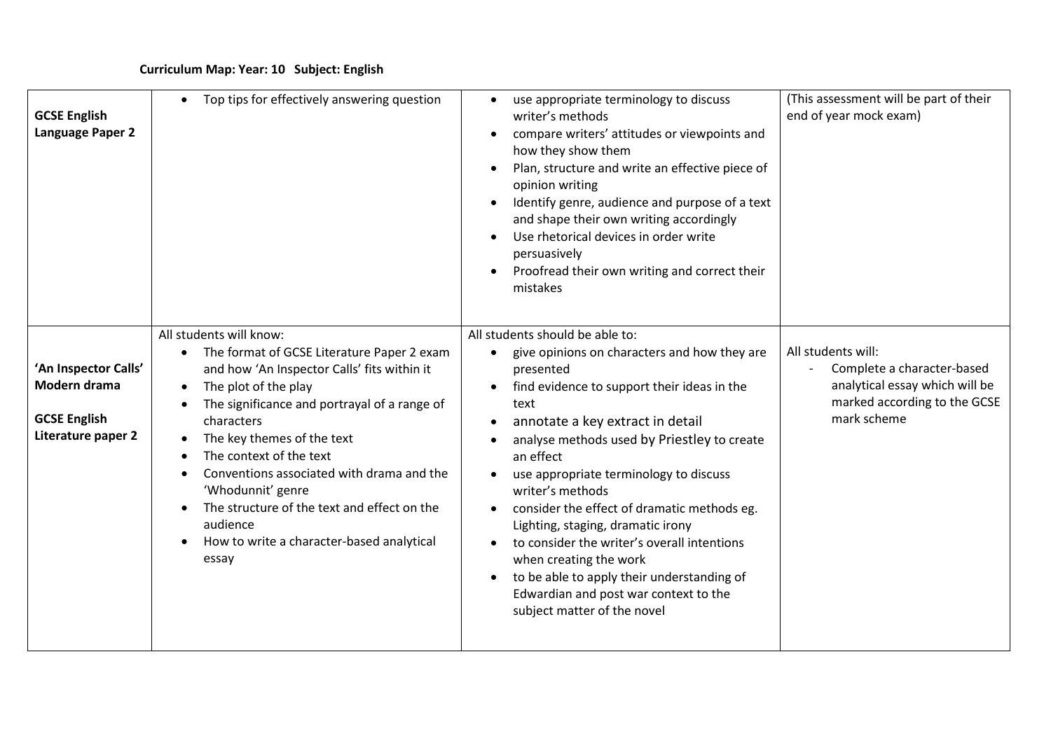**Curriculum Map: Year: 10 Subject: English**

| | | | |
|---|---|---|---|
| **GCSE English Language Paper 2** | <ul><li>Top tips for effectively answering question</li></ul> | <ul><li>use appropriate terminology to discuss writer's methods</li><li>compare writers' attitudes or viewpoints and how they show them</li><li>Plan, structure and write an effective piece of opinion writing</li><li>Identify genre, audience and purpose of a text and shape their own writing accordingly</li><li>Use rhetorical devices in order write persuasively</li><li>Proofread their own writing and correct their mistakes</li></ul> | (This assessment will be part of their end of year mock exam) |
| **'An Inspector Calls' Modern drama**<br><br>**GCSE English Literature paper 2** | All students will know:<ul><li>The format of GCSE Literature Paper 2 exam and how 'An Inspector Calls' fits within it</li><li>The plot of the play</li><li>The significance and portrayal of a range of characters</li><li>The key themes of the text</li><li>The context of the text</li><li>Conventions associated with drama and the 'Whodunnit' genre</li><li>The structure of the text and effect on the audience</li><li>How to write a character-based analytical essay</li></ul> | All students should be able to:<ul><li>give opinions on characters and how they are presented</li><li>find evidence to support their ideas in the text</li><li>annotate a key extract in detail</li><li>analyse methods used by Priestley to create an effect</li><li>use appropriate terminology to discuss writer's methods</li><li>consider the effect of dramatic methods eg. Lighting, staging, dramatic irony</li><li>to consider the writer's overall intentions when creating the work</li><li>to be able to apply their understanding of Edwardian and post war context to the subject matter of the novel</li></ul> | All students will:<br>- Complete a character-based analytical essay which will be marked according to the GCSE mark scheme |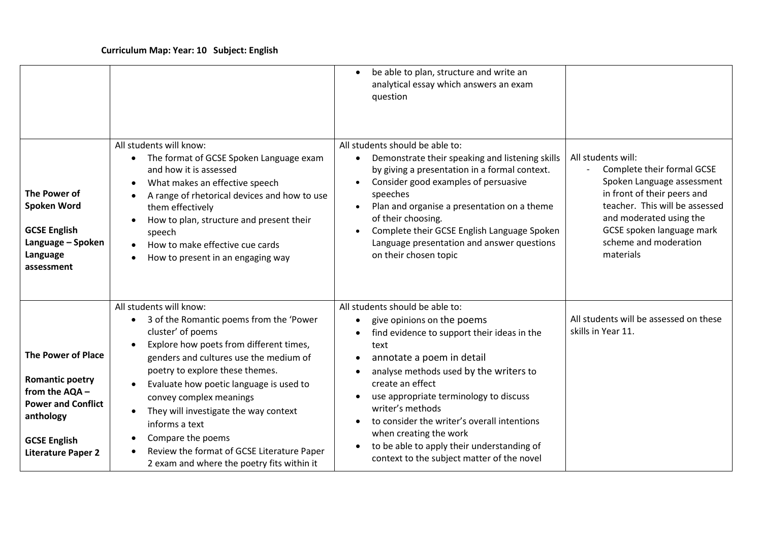**Curriculum Map: Year: 10 Subject: English**

| | | | |
|---|---|---|---|
| | | • be able to plan, structure and write an analytical essay which answers an exam question | |
| **The Power of Spoken Word**<br><br>**GCSE English Language – Spoken Language assessment** | All students will know:<br>• The format of GCSE Spoken Language exam and how it is assessed<br>• What makes an effective speech<br>• A range of rhetorical devices and how to use them effectively<br>• How to plan, structure and present their speech<br>• How to make effective cue cards<br>• How to present in an engaging way | All students should be able to:<br>• Demonstrate their speaking and listening skills by giving a presentation in a formal context.<br>• Consider good examples of persuasive speeches<br>• Plan and organise a presentation on a theme of their choosing.<br>• Complete their GCSE English Language Spoken Language presentation and answer questions on their chosen topic | All students will:<br>- Complete their formal GCSE Spoken Language assessment in front of their peers and teacher. This will be assessed and moderated using the GCSE spoken language mark scheme and moderation materials |
| **The Power of Place**<br><br>**Romantic poetry from the AQA – Power and Conflict anthology**<br><br>**GCSE English Literature Paper 2** | All students will know:<br>• 3 of the Romantic poems from the 'Power cluster' of poems<br>• Explore how poets from different times, genders and cultures use the medium of poetry to explore these themes.<br>• Evaluate how poetic language is used to convey complex meanings<br>• They will investigate the way context informs a text<br>• Compare the poems<br>• Review the format of GCSE Literature Paper 2 exam and where the poetry fits within it | All students should be able to:<br>• give opinions on the poems<br>• find evidence to support their ideas in the text<br>• annotate a poem in detail<br>• analyse methods used by the writers to create an effect<br>• use appropriate terminology to discuss writer's methods<br>• to consider the writer's overall intentions when creating the work<br>• to be able to apply their understanding of context to the subject matter of the novel | All students will be assessed on these skills in Year 11. |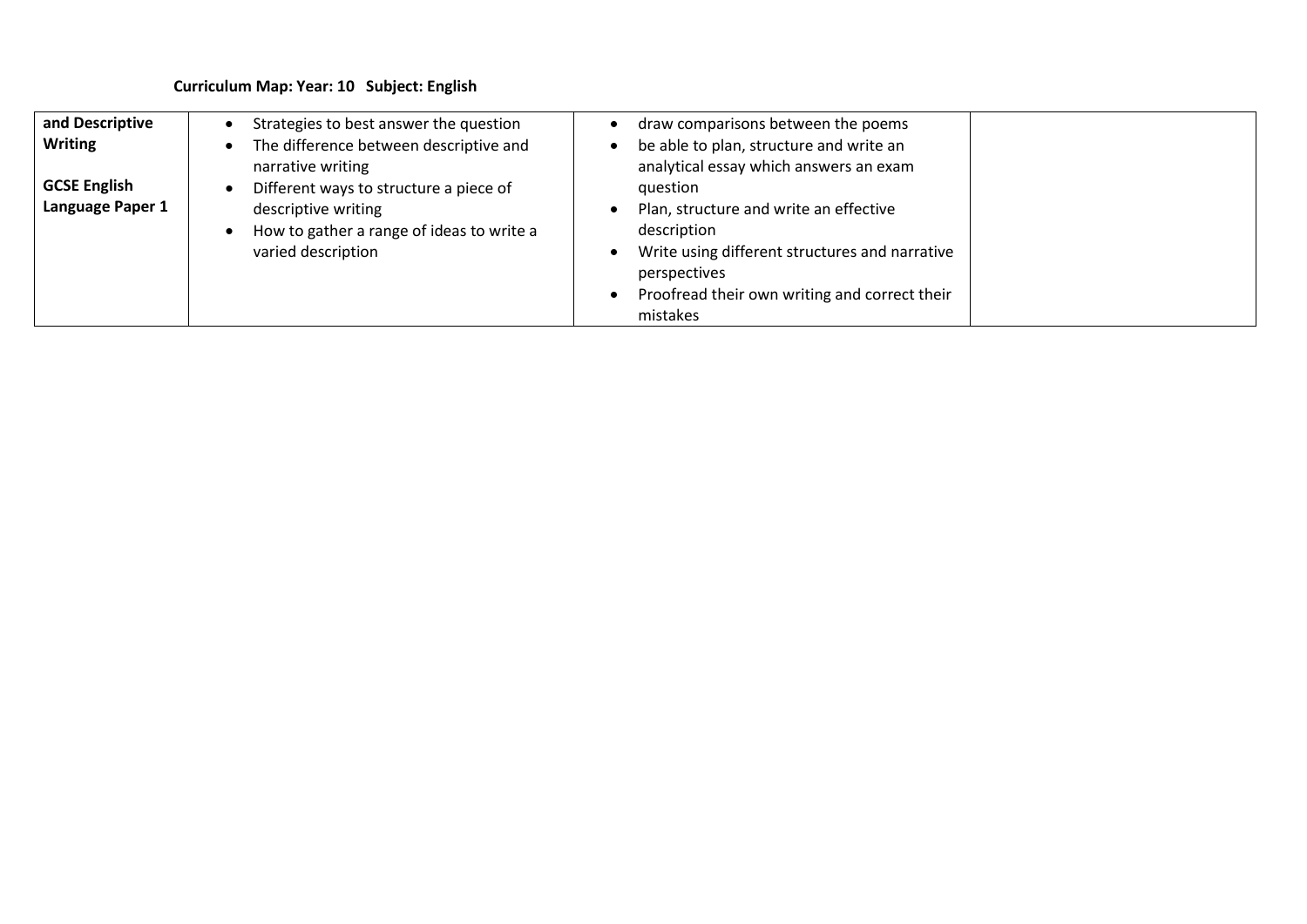**Curriculum Map: Year: 10 Subject: English**

| | | | |
|---|---|---|---|
| **and Descriptive Writing**<br><br>**GCSE English Language Paper 1** | • Strategies to best answer the question<br>• The difference between descriptive and narrative writing<br>• Different ways to structure a piece of descriptive writing<br>• How to gather a range of ideas to write a varied description | • draw comparisons between the poems<br>• be able to plan, structure and write an analytical essay which answers an exam question<br>• Plan, structure and write an effective description<br>• Write using different structures and narrative perspectives<br>• Proofread their own writing and correct their mistakes | |